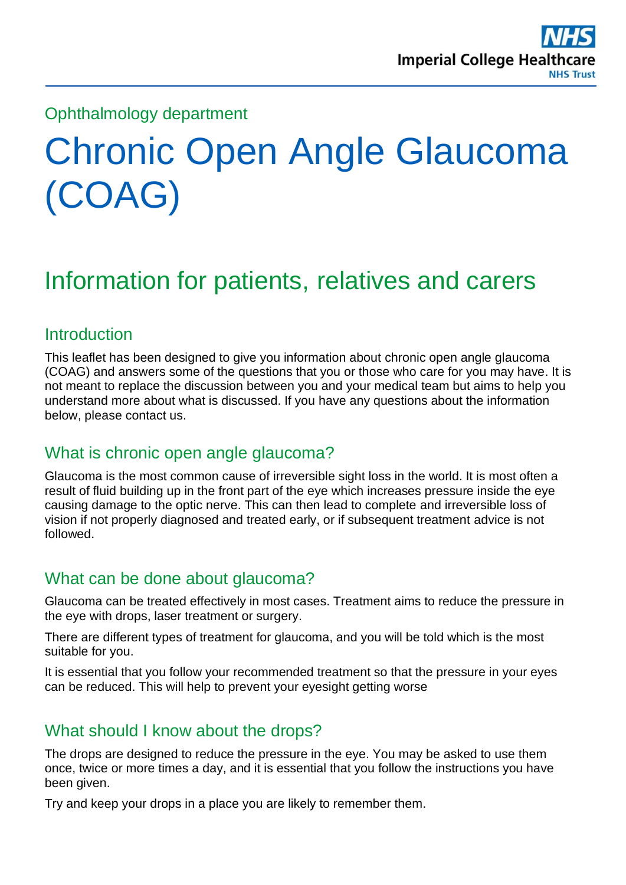Ophthalmology department

# Chronic Open Angle Glaucoma (COAG)

## Information for patients, relatives and carers

### Introduction

This leaflet has been designed to give you information about chronic open angle glaucoma (COAG) and answers some of the questions that you or those who care for you may have. It is not meant to replace the discussion between you and your medical team but aims to help you understand more about what is discussed. If you have any questions about the information below, please contact us.

### What is chronic open angle glaucoma?

Glaucoma is the most common cause of irreversible sight loss in the world. It is most often a result of fluid building up in the front part of the eye which increases pressure inside the eye causing damage to the optic nerve. This can then lead to complete and irreversible loss of vision if not properly diagnosed and treated early, or if subsequent treatment advice is not followed.

### What can be done about glaucoma?

Glaucoma can be treated effectively in most cases. Treatment aims to reduce the pressure in the eye with drops, laser treatment or surgery.

There are different types of treatment for glaucoma, and you will be told which is the most suitable for you.

It is essential that you follow your recommended treatment so that the pressure in your eyes can be reduced. This will help to prevent your eyesight getting worse

### What should I know about the drops?

The drops are designed to reduce the pressure in the eye. You may be asked to use them once, twice or more times a day, and it is essential that you follow the instructions you have been given.

Try and keep your drops in a place you are likely to remember them.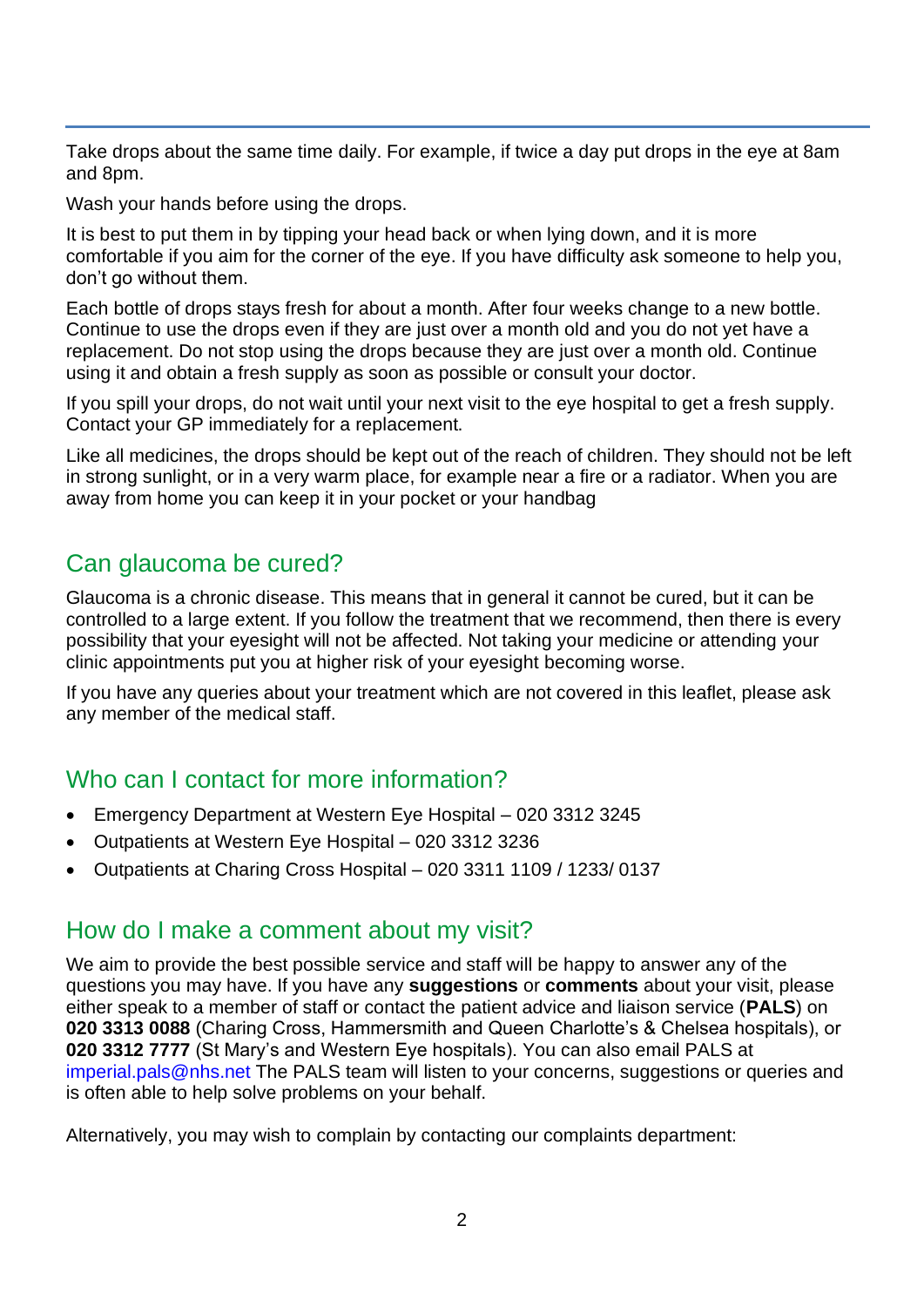Take drops about the same time daily. For example, if twice a day put drops in the eye at 8am and 8pm.

Wash your hands before using the drops.

It is best to put them in by tipping your head back or when lying down, and it is more comfortable if you aim for the corner of the eye. If you have difficulty ask someone to help you, don't go without them.

Each bottle of drops stays fresh for about a month. After four weeks change to a new bottle. Continue to use the drops even if they are just over a month old and you do not yet have a replacement. Do not stop using the drops because they are just over a month old. Continue using it and obtain a fresh supply as soon as possible or consult your doctor.

If you spill your drops, do not wait until your next visit to the eye hospital to get a fresh supply. Contact your GP immediately for a replacement.

Like all medicines, the drops should be kept out of the reach of children. They should not be left in strong sunlight, or in a very warm place, for example near a fire or a radiator. When you are away from home you can keep it in your pocket or your handbag

## Can glaucoma be cured?

Glaucoma is a chronic disease. This means that in general it cannot be cured, but it can be controlled to a large extent. If you follow the treatment that we recommend, then there is every possibility that your eyesight will not be affected. Not taking your medicine or attending your clinic appointments put you at higher risk of your eyesight becoming worse.

If you have any queries about your treatment which are not covered in this leaflet, please ask any member of the medical staff.

## Who can I contact for more information?

- Emergency Department at Western Eye Hospital – 020 3312 3245
- Outpatients at Western Eye Hospital – 020 3312 3236
- Outpatients at Charing Cross Hospital – 020 3311 1109 / 1233/ 0137

## How do I make a comment about my visit?

We aim to provide the best possible service and staff will be happy to answer any of the questions you may have. If you have any **suggestions** or **comments** about your visit, please either speak to a member of staff or contact the patient advice and liaison service (**PALS**) on **020 3313 0088** (Charing Cross, Hammersmith and Queen Charlotte's & Chelsea hospitals), or **020 3312 7777** (St Mary's and Western Eye hospitals). You can also email PALS at imperial.pals@nhs.net The PALS team will listen to your concerns, suggestions or queries and is often able to help solve problems on your behalf.

Alternatively, you may wish to complain by contacting our complaints department: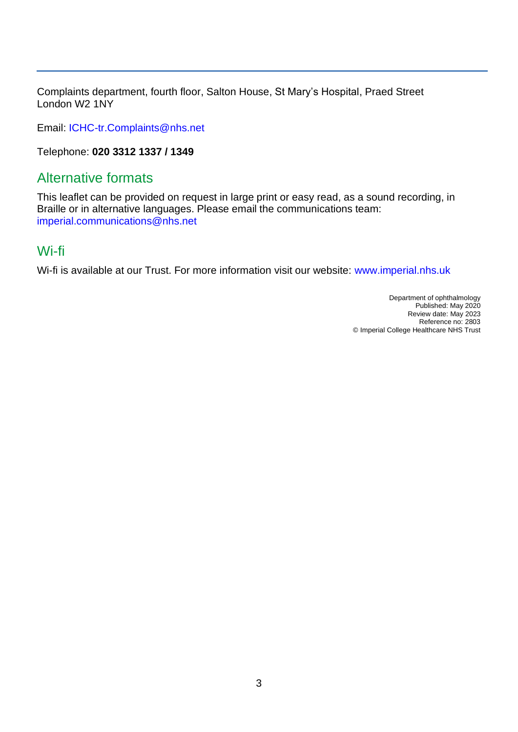Complaints department, fourth floor, Salton House, St Mary's Hospital, Praed Street
London W2 1NY

Email: ICHC-tr.Complaints@nhs.net

Telephone: **020 3312 1337 / 1349**

## Alternative formats

This leaflet can be provided on request in large print or easy read, as a sound recording, in Braille or in alternative languages. Please email the communications team: imperial.communications@nhs.net

## Wi-fi

Wi-fi is available at our Trust. For more information visit our website: www.imperial.nhs.uk

Department of ophthalmology
Published: May 2020
Review date: May 2023
Reference no: 2803
© Imperial College Healthcare NHS Trust